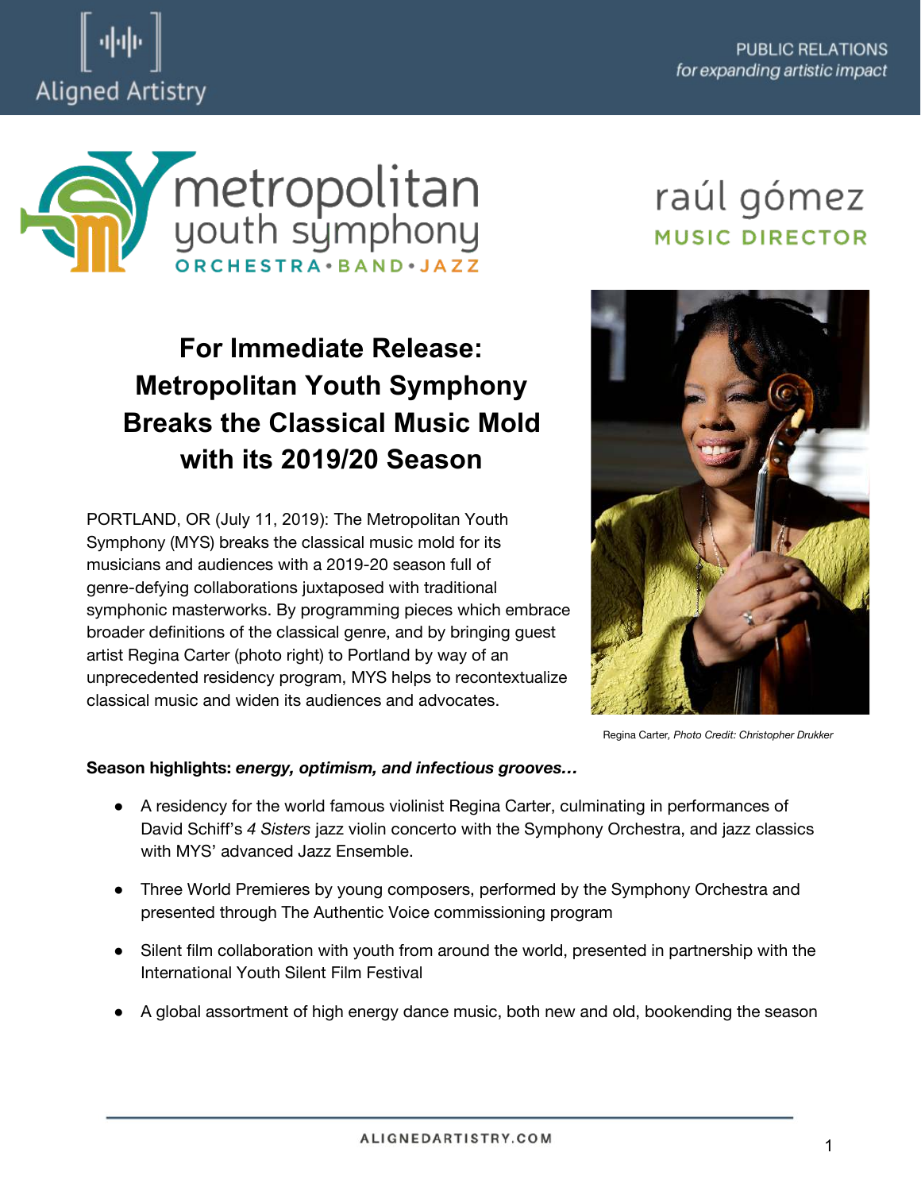Aligned Artistry

PUBLIC RELATIONS
*for expanding artistic impact*

metropolitan youth symphony
ORCHESTRA • BAND • JAZZ

raúl gómez
MUSIC DIRECTOR

# For Immediate Release: Metropolitan Youth Symphony Breaks the Classical Music Mold with its 2019/20 Season

PORTLAND, OR (July 11, 2019): The Metropolitan Youth Symphony (MYS) breaks the classical music mold for its musicians and audiences with a 2019-20 season full of genre-defying collaborations juxtaposed with traditional symphonic masterworks. By programming pieces which embrace broader definitions of the classical genre, and by bringing guest artist Regina Carter (photo right) to Portland by way of an unprecedented residency program, MYS helps to recontextualize classical music and widen its audiences and advocates.

Regina Carter, *Photo Credit: Christopher Drukker*

**Season highlights: *energy, optimism, and infectious grooves…***

- A residency for the world famous violinist Regina Carter, culminating in performances of David Schiff's *4 Sisters* jazz violin concerto with the Symphony Orchestra, and jazz classics with MYS' advanced Jazz Ensemble.
- Three World Premieres by young composers, performed by the Symphony Orchestra and presented through The Authentic Voice commissioning program
- Silent film collaboration with youth from around the world, presented in partnership with the International Youth Silent Film Festival
- A global assortment of high energy dance music, both new and old, bookending the season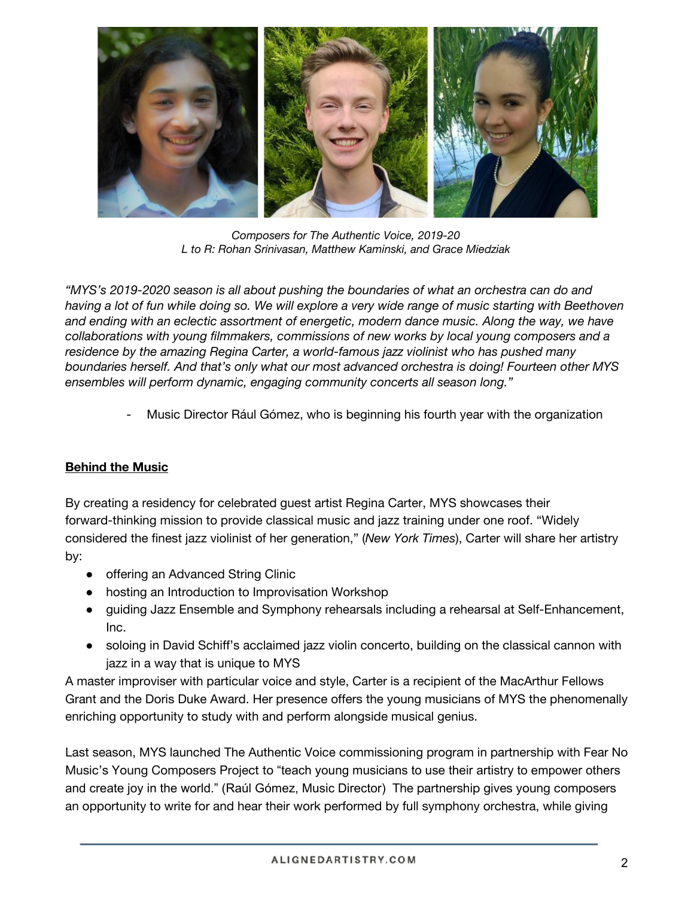*Composers for The Authentic Voice, 2019-20*
*L to R: Rohan Srinivasan, Matthew Kaminski, and Grace Miedziak*

*"MYS's 2019-2020 season is all about pushing the boundaries of what an orchestra can do and having a lot of fun while doing so. We will explore a very wide range of music starting with Beethoven and ending with an eclectic assortment of energetic, modern dance music. Along the way, we have collaborations with young filmmakers, commissions of new works by local young composers and a residence by the amazing Regina Carter, a world-famous jazz violinist who has pushed many boundaries herself. And that's only what our most advanced orchestra is doing! Fourteen other MYS ensembles will perform dynamic, engaging community concerts all season long."*

- Music Director Rául Gómez, who is beginning his fourth year with the organization

**Behind the Music**

By creating a residency for celebrated guest artist Regina Carter, MYS showcases their forward-thinking mission to provide classical music and jazz training under one roof. "Widely considered the finest jazz violinist of her generation," (*New York Times*), Carter will share her artistry by:

- offering an Advanced String Clinic
- hosting an Introduction to Improvisation Workshop
- guiding Jazz Ensemble and Symphony rehearsals including a rehearsal at Self-Enhancement, Inc.
- soloing in David Schiff's acclaimed jazz violin concerto, building on the classical cannon with jazz in a way that is unique to MYS

A master improviser with particular voice and style, Carter is a recipient of the MacArthur Fellows Grant and the Doris Duke Award. Her presence offers the young musicians of MYS the phenomenally enriching opportunity to study with and perform alongside musical genius.

Last season, MYS launched The Authentic Voice commissioning program in partnership with Fear No Music's Young Composers Project to "teach young musicians to use their artistry to empower others and create joy in the world." (Raúl Gómez, Music Director) The partnership gives young composers an opportunity to write for and hear their work performed by full symphony orchestra, while giving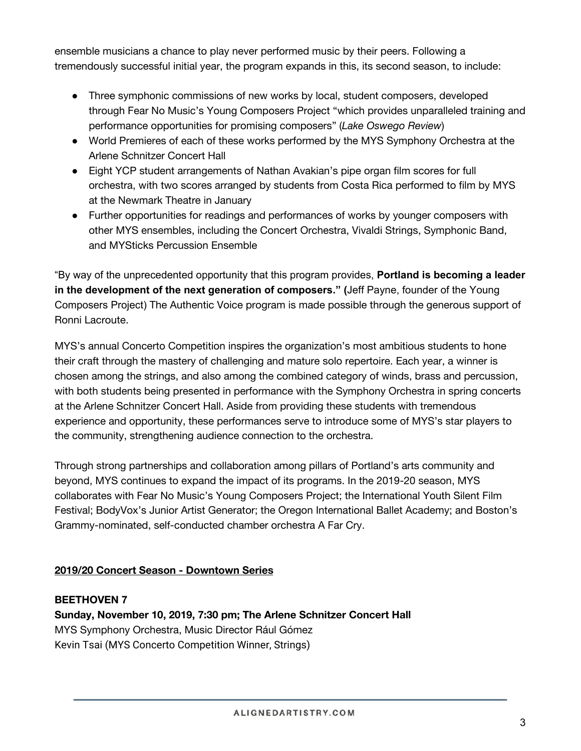ensemble musicians a chance to play never performed music by their peers. Following a tremendously successful initial year, the program expands in this, its second season, to include:

- Three symphonic commissions of new works by local, student composers, developed through Fear No Music's Young Composers Project "which provides unparalleled training and performance opportunities for promising composers" (*Lake Oswego Review*)
- World Premieres of each of these works performed by the MYS Symphony Orchestra at the Arlene Schnitzer Concert Hall
- Eight YCP student arrangements of Nathan Avakian's pipe organ film scores for full orchestra, with two scores arranged by students from Costa Rica performed to film by MYS at the Newmark Theatre in January
- Further opportunities for readings and performances of works by younger composers with other MYS ensembles, including the Concert Orchestra, Vivaldi Strings, Symphonic Band, and MYSticks Percussion Ensemble

"By way of the unprecedented opportunity that this program provides, **Portland is becoming a leader in the development of the next generation of composers." (**Jeff Payne, founder of the Young Composers Project) The Authentic Voice program is made possible through the generous support of Ronni Lacroute.

MYS's annual Concerto Competition inspires the organization's most ambitious students to hone their craft through the mastery of challenging and mature solo repertoire. Each year, a winner is chosen among the strings, and also among the combined category of winds, brass and percussion, with both students being presented in performance with the Symphony Orchestra in spring concerts at the Arlene Schnitzer Concert Hall. Aside from providing these students with tremendous experience and opportunity, these performances serve to introduce some of MYS's star players to the community, strengthening audience connection to the orchestra.

Through strong partnerships and collaboration among pillars of Portland's arts community and beyond, MYS continues to expand the impact of its programs. In the 2019-20 season, MYS collaborates with Fear No Music's Young Composers Project; the International Youth Silent Film Festival; BodyVox's Junior Artist Generator; the Oregon International Ballet Academy; and Boston's Grammy-nominated, self-conducted chamber orchestra A Far Cry.

## 2019/20 Concert Season - Downtown Series

**BEETHOVEN 7**
**Sunday, November 10, 2019, 7:30 pm; The Arlene Schnitzer Concert Hall**
MYS Symphony Orchestra, Music Director Rául Gómez
Kevin Tsai (MYS Concerto Competition Winner, Strings)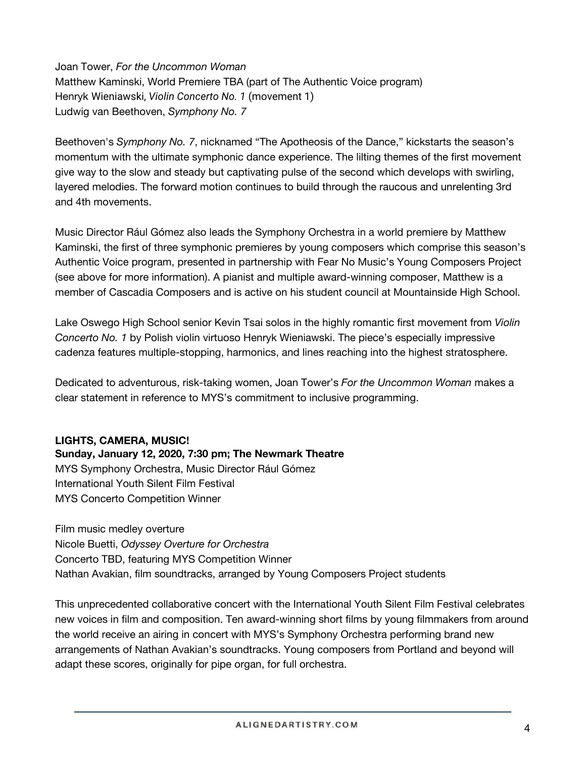Joan Tower, *For the Uncommon Woman*
Matthew Kaminski, World Premiere TBA (part of The Authentic Voice program)
Henryk Wieniawski, *Violin Concerto No. 1* (movement 1)
Ludwig van Beethoven, *Symphony No. 7*

Beethoven's *Symphony No. 7*, nicknamed "The Apotheosis of the Dance," kickstarts the season's momentum with the ultimate symphonic dance experience. The lilting themes of the first movement give way to the slow and steady but captivating pulse of the second which develops with swirling, layered melodies. The forward motion continues to build through the raucous and unrelenting 3rd and 4th movements.

Music Director Rául Gómez also leads the Symphony Orchestra in a world premiere by Matthew Kaminski, the first of three symphonic premieres by young composers which comprise this season's Authentic Voice program, presented in partnership with Fear No Music's Young Composers Project (see above for more information). A pianist and multiple award-winning composer, Matthew is a member of Cascadia Composers and is active on his student council at Mountainside High School.

Lake Oswego High School senior Kevin Tsai solos in the highly romantic first movement from *Violin Concerto No. 1* by Polish violin virtuoso Henryk Wieniawski. The piece's especially impressive cadenza features multiple-stopping, harmonics, and lines reaching into the highest stratosphere.

Dedicated to adventurous, risk-taking women, Joan Tower's *For the Uncommon Woman* makes a clear statement in reference to MYS's commitment to inclusive programming.

**LIGHTS, CAMERA, MUSIC!**
**Sunday, January 12, 2020, 7:30 pm; The Newmark Theatre**
MYS Symphony Orchestra, Music Director Rául Gómez
International Youth Silent Film Festival
MYS Concerto Competition Winner

Film music medley overture
Nicole Buetti, *Odyssey Overture for Orchestra*
Concerto TBD, featuring MYS Competition Winner
Nathan Avakian, film soundtracks, arranged by Young Composers Project students

This unprecedented collaborative concert with the International Youth Silent Film Festival celebrates new voices in film and composition. Ten award-winning short films by young filmmakers from around the world receive an airing in concert with MYS's Symphony Orchestra performing brand new arrangements of Nathan Avakian's soundtracks. Young composers from Portland and beyond will adapt these scores, originally for pipe organ, for full orchestra.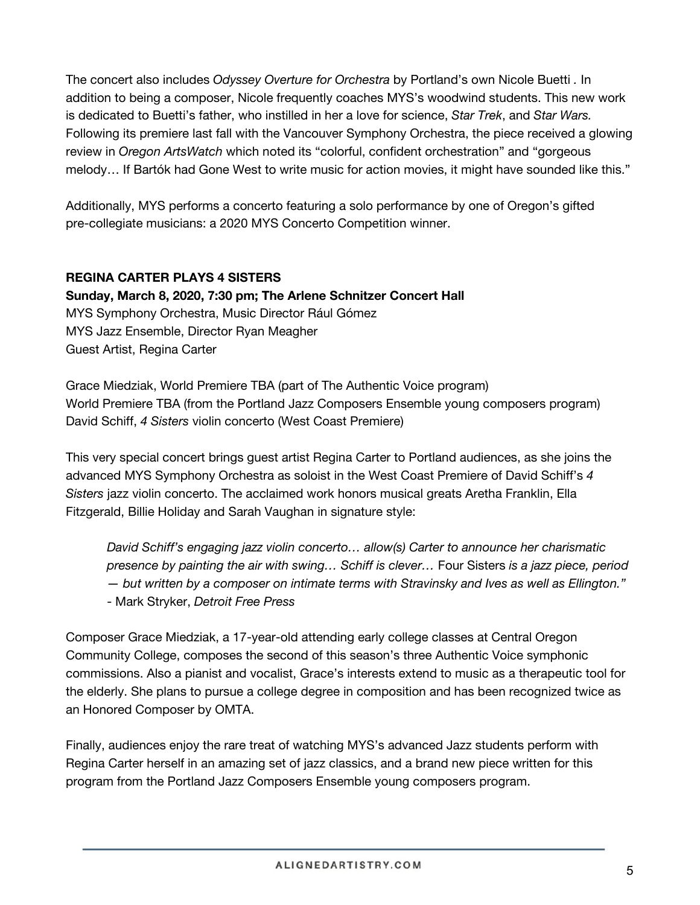The concert also includes *Odyssey Overture for Orchestra* by Portland's own Nicole Buetti . In addition to being a composer, Nicole frequently coaches MYS's woodwind students. This new work is dedicated to Buetti's father, who instilled in her a love for science, *Star Trek*, and *Star Wars.* Following its premiere last fall with the Vancouver Symphony Orchestra, the piece received a glowing review in *Oregon ArtsWatch* which noted its "colorful, confident orchestration" and "gorgeous melody… If Bartók had Gone West to write music for action movies, it might have sounded like this."

Additionally, MYS performs a concerto featuring a solo performance by one of Oregon's gifted pre-collegiate musicians: a 2020 MYS Concerto Competition winner.

**REGINA CARTER PLAYS 4 SISTERS**

**Sunday, March 8, 2020, 7:30 pm; The Arlene Schnitzer Concert Hall**

MYS Symphony Orchestra, Music Director Rául Gómez
MYS Jazz Ensemble, Director Ryan Meagher
Guest Artist, Regina Carter

Grace Miedziak, World Premiere TBA (part of The Authentic Voice program)
World Premiere TBA (from the Portland Jazz Composers Ensemble young composers program)
David Schiff, *4 Sisters* violin concerto (West Coast Premiere)

This very special concert brings guest artist Regina Carter to Portland audiences, as she joins the advanced MYS Symphony Orchestra as soloist in the West Coast Premiere of David Schiff's *4 Sisters* jazz violin concerto. The acclaimed work honors musical greats Aretha Franklin, Ella Fitzgerald, Billie Holiday and Sarah Vaughan in signature style:

> *David Schiff's engaging jazz violin concerto… allow(s) Carter to announce her charismatic presence by painting the air with swing… Schiff is clever…* Four Sisters *is a jazz piece, period — but written by a composer on intimate terms with Stravinsky and Ives as well as Ellington."*
> - Mark Stryker, *Detroit Free Press*

Composer Grace Miedziak, a 17-year-old attending early college classes at Central Oregon Community College, composes the second of this season's three Authentic Voice symphonic commissions. Also a pianist and vocalist, Grace's interests extend to music as a therapeutic tool for the elderly. She plans to pursue a college degree in composition and has been recognized twice as an Honored Composer by OMTA.

Finally, audiences enjoy the rare treat of watching MYS's advanced Jazz students perform with Regina Carter herself in an amazing set of jazz classics, and a brand new piece written for this program from the Portland Jazz Composers Ensemble young composers program.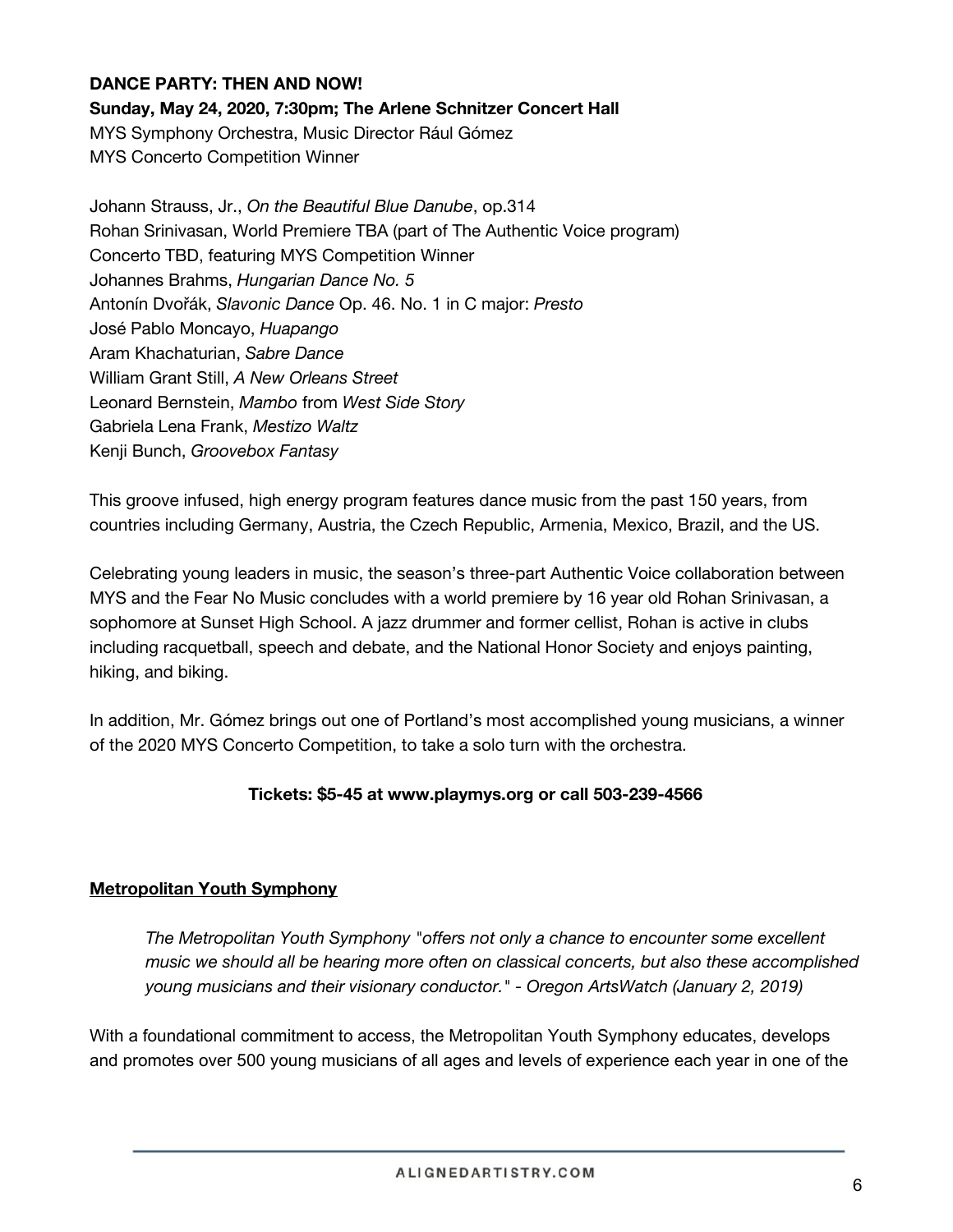**DANCE PARTY: THEN AND NOW!**
**Sunday, May 24, 2020, 7:30pm; The Arlene Schnitzer Concert Hall**
MYS Symphony Orchestra, Music Director Rául Gómez
MYS Concerto Competition Winner

Johann Strauss, Jr., *On the Beautiful Blue Danube*, op.314
Rohan Srinivasan, World Premiere TBA (part of The Authentic Voice program)
Concerto TBD, featuring MYS Competition Winner
Johannes Brahms, *Hungarian Dance No. 5*
Antonín Dvořák, *Slavonic Dance* Op. 46. No. 1 in C major: *Presto*
José Pablo Moncayo, *Huapango*
Aram Khachaturian, *Sabre Dance*
William Grant Still, *A New Orleans Street*
Leonard Bernstein, *Mambo* from *West Side Story*
Gabriela Lena Frank, *Mestizo Waltz*
Kenji Bunch, *Groovebox Fantasy*

This groove infused, high energy program features dance music from the past 150 years, from countries including Germany, Austria, the Czech Republic, Armenia, Mexico, Brazil, and the US.

Celebrating young leaders in music, the season's three-part Authentic Voice collaboration between MYS and the Fear No Music concludes with a world premiere by 16 year old Rohan Srinivasan, a sophomore at Sunset High School. A jazz drummer and former cellist, Rohan is active in clubs including racquetball, speech and debate, and the National Honor Society and enjoys painting, hiking, and biking.

In addition, Mr. Gómez brings out one of Portland's most accomplished young musicians, a winner of the 2020 MYS Concerto Competition, to take a solo turn with the orchestra.

**Tickets: $5-45 at www.playmys.org or call 503-239-4566**

## Metropolitan Youth Symphony

> *The Metropolitan Youth Symphony "offers not only a chance to encounter some excellent music we should all be hearing more often on classical concerts, but also these accomplished young musicians and their visionary conductor." - Oregon ArtsWatch (January 2, 2019)*

With a foundational commitment to access, the Metropolitan Youth Symphony educates, develops and promotes over 500 young musicians of all ages and levels of experience each year in one of the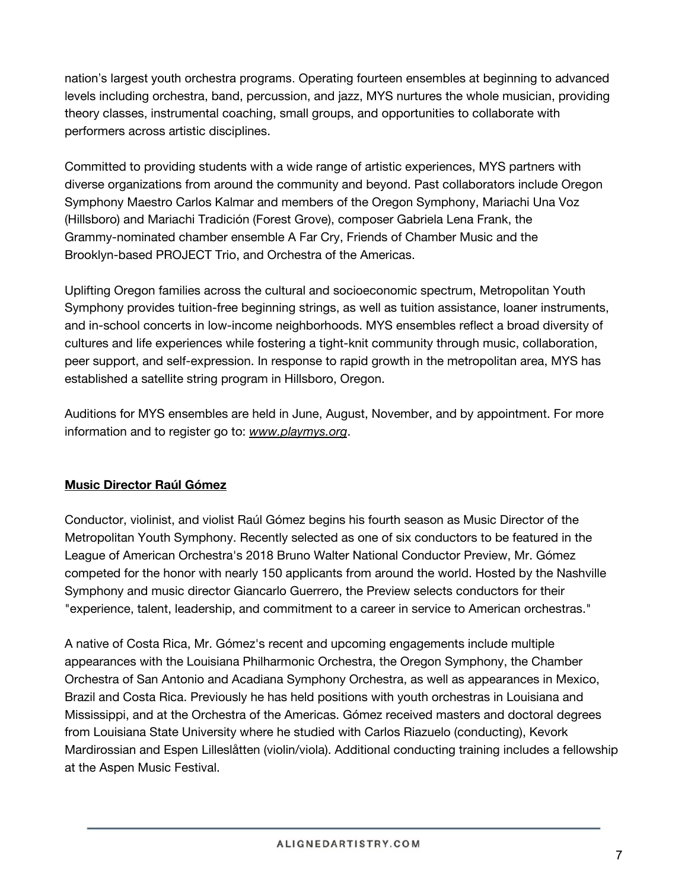nation's largest youth orchestra programs. Operating fourteen ensembles at beginning to advanced levels including orchestra, band, percussion, and jazz, MYS nurtures the whole musician, providing theory classes, instrumental coaching, small groups, and opportunities to collaborate with performers across artistic disciplines.

Committed to providing students with a wide range of artistic experiences, MYS partners with diverse organizations from around the community and beyond. Past collaborators include Oregon Symphony Maestro Carlos Kalmar and members of the Oregon Symphony, Mariachi Una Voz (Hillsboro) and Mariachi Tradición (Forest Grove), composer Gabriela Lena Frank, the Grammy-nominated chamber ensemble A Far Cry, Friends of Chamber Music and the Brooklyn-based PROJECT Trio, and Orchestra of the Americas.

Uplifting Oregon families across the cultural and socioeconomic spectrum, Metropolitan Youth Symphony provides tuition-free beginning strings, as well as tuition assistance, loaner instruments, and in-school concerts in low-income neighborhoods. MYS ensembles reflect a broad diversity of cultures and life experiences while fostering a tight-knit community through music, collaboration, peer support, and self-expression. In response to rapid growth in the metropolitan area, MYS has established a satellite string program in Hillsboro, Oregon.

Auditions for MYS ensembles are held in June, August, November, and by appointment. For more information and to register go to: *www.playmys.org*.

## Music Director Raúl Gómez

Conductor, violinist, and violist Raúl Gómez begins his fourth season as Music Director of the Metropolitan Youth Symphony. Recently selected as one of six conductors to be featured in the League of American Orchestra's 2018 Bruno Walter National Conductor Preview, Mr. Gómez competed for the honor with nearly 150 applicants from around the world. Hosted by the Nashville Symphony and music director Giancarlo Guerrero, the Preview selects conductors for their "experience, talent, leadership, and commitment to a career in service to American orchestras."

A native of Costa Rica, Mr. Gómez's recent and upcoming engagements include multiple appearances with the Louisiana Philharmonic Orchestra, the Oregon Symphony, the Chamber Orchestra of San Antonio and Acadiana Symphony Orchestra, as well as appearances in Mexico, Brazil and Costa Rica. Previously he has held positions with youth orchestras in Louisiana and Mississippi, and at the Orchestra of the Americas. Gómez received masters and doctoral degrees from Louisiana State University where he studied with Carlos Riazuelo (conducting), Kevork Mardirossian and Espen Lilleslåtten (violin/viola). Additional conducting training includes a fellowship at the Aspen Music Festival.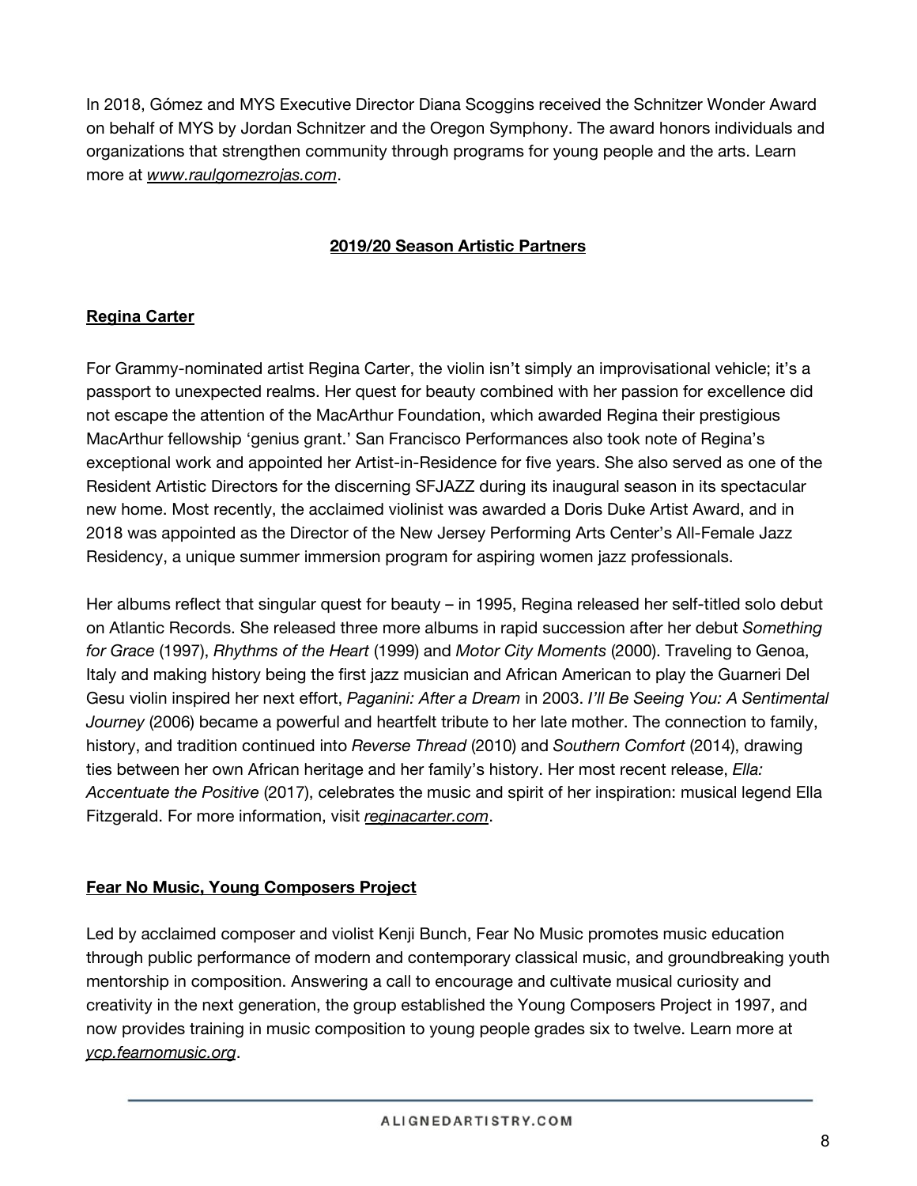In 2018, Gómez and MYS Executive Director Diana Scoggins received the Schnitzer Wonder Award on behalf of MYS by Jordan Schnitzer and the Oregon Symphony. The award honors individuals and organizations that strengthen community through programs for young people and the arts. Learn more at *www.raulgomezrojas.com*.

## 2019/20 Season Artistic Partners

### Regina Carter

For Grammy-nominated artist Regina Carter, the violin isn't simply an improvisational vehicle; it's a passport to unexpected realms. Her quest for beauty combined with her passion for excellence did not escape the attention of the MacArthur Foundation, which awarded Regina their prestigious MacArthur fellowship 'genius grant.' San Francisco Performances also took note of Regina's exceptional work and appointed her Artist-in-Residence for five years. She also served as one of the Resident Artistic Directors for the discerning SFJAZZ during its inaugural season in its spectacular new home. Most recently, the acclaimed violinist was awarded a Doris Duke Artist Award, and in 2018 was appointed as the Director of the New Jersey Performing Arts Center's All-Female Jazz Residency, a unique summer immersion program for aspiring women jazz professionals.

Her albums reflect that singular quest for beauty – in 1995, Regina released her self-titled solo debut on Atlantic Records. She released three more albums in rapid succession after her debut *Something for Grace* (1997), *Rhythms of the Heart* (1999) and *Motor City Moments* (2000). Traveling to Genoa, Italy and making history being the first jazz musician and African American to play the Guarneri Del Gesu violin inspired her next effort, *Paganini: After a Dream* in 2003. *I'll Be Seeing You: A Sentimental Journey* (2006) became a powerful and heartfelt tribute to her late mother. The connection to family, history, and tradition continued into *Reverse Thread* (2010) and *Southern Comfort* (2014), drawing ties between her own African heritage and her family's history. Her most recent release, *Ella: Accentuate the Positive* (2017), celebrates the music and spirit of her inspiration: musical legend Ella Fitzgerald. For more information, visit *reginacarter.com*.

### Fear No Music, Young Composers Project

Led by acclaimed composer and violist Kenji Bunch, Fear No Music promotes music education through public performance of modern and contemporary classical music, and groundbreaking youth mentorship in composition. Answering a call to encourage and cultivate musical curiosity and creativity in the next generation, the group established the Young Composers Project in 1997, and now provides training in music composition to young people grades six to twelve. Learn more at *ycp.fearnomusic.org*.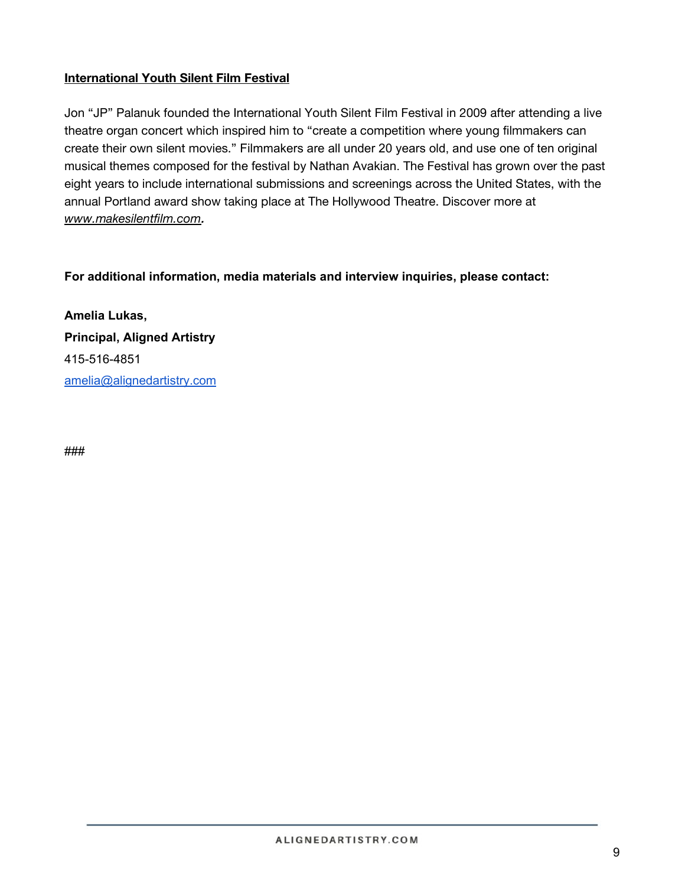**International Youth Silent Film Festival**

Jon "JP" Palanuk founded the International Youth Silent Film Festival in 2009 after attending a live theatre organ concert which inspired him to "create a competition where young filmmakers can create their own silent movies." Filmmakers are all under 20 years old, and use one of ten original musical themes composed for the festival by Nathan Avakian. The Festival has grown over the past eight years to include international submissions and screenings across the United States, with the annual Portland award show taking place at The Hollywood Theatre. Discover more at *www.makesilentfilm.com*.

**For additional information, media materials and interview inquiries, please contact:**

**Amelia Lukas,**
**Principal, Aligned Artistry**
415-516-4851
amelia@alignedartistry.com

###